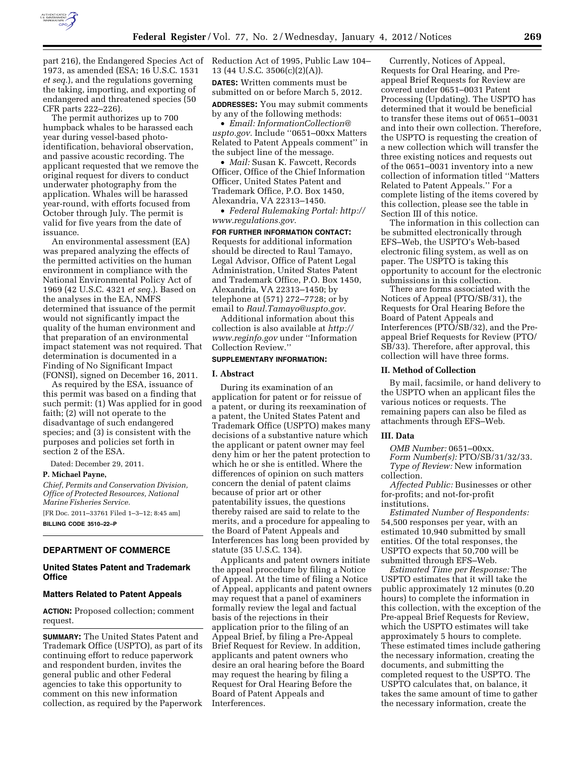part 216), the Endangered Species Act of 1973, as amended (ESA; 16 U.S.C. 1531 *et seq.*), and the regulations governing the taking, importing, and exporting of endangered and threatened species (50 CFR parts 222–226).

The permit authorizes up to 700 humpback whales to be harassed each year during vessel-based photo-identification, behavioral observation, and passive acoustic recording. The applicant requested that we remove the original request for divers to conduct underwater photography from the application. Whales will be harassed year-round, with efforts focused from October through July. The permit is valid for five years from the date of issuance.

An environmental assessment (EA) was prepared analyzing the effects of the permitted activities on the human environment in compliance with the National Environmental Policy Act of 1969 (42 U.S.C. 4321 *et seq.*). Based on the analyses in the EA, NMFS determined that issuance of the permit would not significantly impact the quality of the human environment and that preparation of an environmental impact statement was not required. That determination is documented in a Finding of No Significant Impact (FONSI), signed on December 16, 2011.

As required by the ESA, issuance of this permit was based on a finding that such permit: (1) Was applied for in good faith; (2) will not operate to the disadvantage of such endangered species; and (3) is consistent with the purposes and policies set forth in section 2 of the ESA.

Dated: December 29, 2011.

**P. Michael Payne,**

*Chief, Permits and Conservation Division, Office of Protected Resources, National Marine Fisheries Service.*

[FR Doc. 2011–33761 Filed 1–3–12; 8:45 am]

**BILLING CODE 3510–22–P**

## DEPARTMENT OF COMMERCE

### United States Patent and Trademark Office

### Matters Related to Patent Appeals

**ACTION:** Proposed collection; comment request.

**SUMMARY:** The United States Patent and Trademark Office (USPTO), as part of its continuing effort to reduce paperwork and respondent burden, invites the general public and other Federal agencies to take this opportunity to comment on this new information collection, as required by the Paperwork Reduction Act of 1995, Public Law 104–13 (44 U.S.C. 3506(c)(2)(A)).

**DATES:** Written comments must be submitted on or before March 5, 2012.

**ADDRESSES:** You may submit comments by any of the following methods:

- *Email: InformationCollection@uspto.gov.* Include ''0651–00xx Matters Related to Patent Appeals comment'' in the subject line of the message.
- *Mail:* Susan K. Fawcett, Records Officer, Office of the Chief Information Officer, United States Patent and Trademark Office, P.O. Box 1450, Alexandria, VA 22313–1450.
- *Federal Rulemaking Portal: http://www.regulations.gov.*

**FOR FURTHER INFORMATION CONTACT:** Requests for additional information should be directed to Raul Tamayo, Legal Advisor, Office of Patent Legal Administration, United States Patent and Trademark Office, P.O. Box 1450, Alexandria, VA 22313–1450; by telephone at (571) 272–7728; or by email to *Raul.Tamayo@uspto.gov.*

Additional information about this collection is also available at *http://www.reginfo.gov* under ''Information Collection Review.''

**SUPPLEMENTARY INFORMATION:**

### I. Abstract

During its examination of an application for patent or for reissue of a patent, or during its reexamination of a patent, the United States Patent and Trademark Office (USPTO) makes many decisions of a substantive nature which the applicant or patent owner may feel deny him or her the patent protection to which he or she is entitled. Where the differences of opinion on such matters concern the denial of patent claims because of prior art or other patentability issues, the questions thereby raised are said to relate to the merits, and a procedure for appealing to the Board of Patent Appeals and Interferences has long been provided by statute (35 U.S.C. 134).

Applicants and patent owners initiate the appeal procedure by filing a Notice of Appeal. At the time of filing a Notice of Appeal, applicants and patent owners may request that a panel of examiners formally review the legal and factual basis of the rejections in their application prior to the filing of an Appeal Brief, by filing a Pre-Appeal Brief Request for Review. In addition, applicants and patent owners who desire an oral hearing before the Board may request the hearing by filing a Request for Oral Hearing Before the Board of Patent Appeals and Interferences.

Currently, Notices of Appeal, Requests for Oral Hearing, and Pre-appeal Brief Requests for Review are covered under 0651–0031 Patent Processing (Updating). The USPTO has determined that it would be beneficial to transfer these items out of 0651–0031 and into their own collection. Therefore, the USPTO is requesting the creation of a new collection which will transfer the three existing notices and requests out of the 0651–0031 inventory into a new collection of information titled ''Matters Related to Patent Appeals.'' For a complete listing of the items covered by this collection, please see the table in Section III of this notice.

The information in this collection can be submitted electronically through EFS–Web, the USPTO's Web-based electronic filing system, as well as on paper. The USPTO is taking this opportunity to account for the electronic submissions in this collection.

There are forms associated with the Notices of Appeal (PTO/SB/31), the Requests for Oral Hearing Before the Board of Patent Appeals and Interferences (PTO/SB/32), and the Pre-appeal Brief Requests for Review (PTO/SB/33). Therefore, after approval, this collection will have three forms.

### II. Method of Collection

By mail, facsimile, or hand delivery to the USPTO when an applicant files the various notices or requests. The remaining papers can also be filed as attachments through EFS–Web.

### III. Data

*OMB Number:* 0651–00xx.

*Form Number(s):* PTO/SB/31/32/33.

*Type of Review:* New information collection.

*Affected Public:* Businesses or other for-profits; and not-for-profit institutions.

*Estimated Number of Respondents:* 54,500 responses per year, with an estimated 10,940 submitted by small entities. Of the total responses, the USPTO expects that 50,700 will be submitted through EFS–Web.

*Estimated Time per Response:* The USPTO estimates that it will take the public approximately 12 minutes (0.20 hours) to complete the information in this collection, with the exception of the Pre-appeal Brief Requests for Review, which the USPTO estimates will take approximately 5 hours to complete. These estimated times include gathering the necessary information, creating the documents, and submitting the completed request to the USPTO. The USPTO calculates that, on balance, it takes the same amount of time to gather the necessary information, create the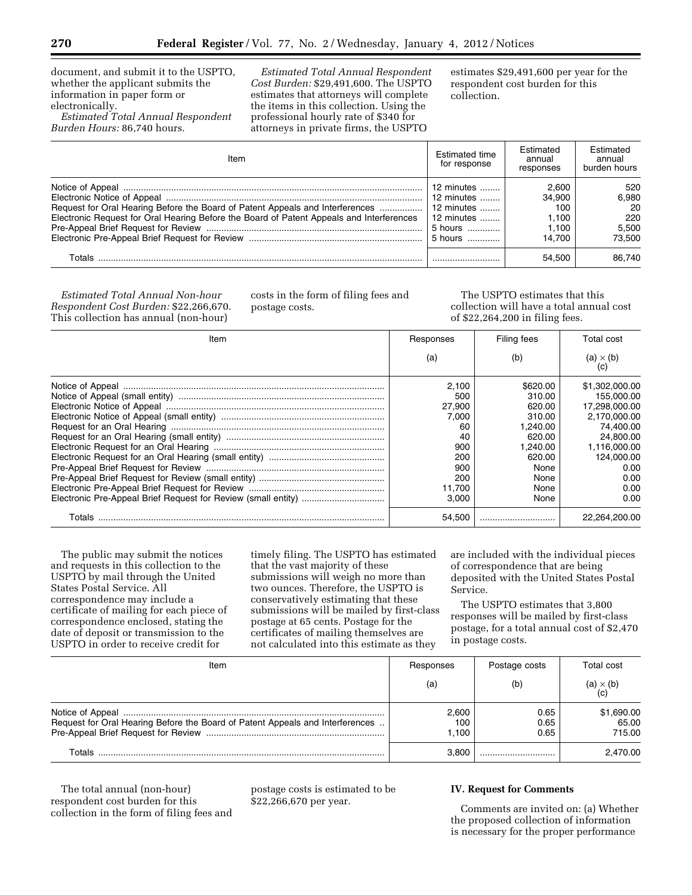document, and submit it to the USPTO, whether the applicant submits the information in paper form or electronically.

*Estimated Total Annual Respondent Burden Hours:* 86,740 hours.

*Estimated Total Annual Respondent Cost Burden:* $29,491,600. The USPTO estimates that attorneys will complete the items in this collection. Using the professional hourly rate of $340 for attorneys in private firms, the USPTO estimates $29,491,600 per year for the respondent cost burden for this collection.

| Item | Estimated time for response | Estimated annual responses | Estimated annual burden hours |
|---|---|---|---|
| Notice of Appeal | 12 minutes | 2,600 | 520 |
| Electronic Notice of Appeal | 12 minutes | 34,900 | 6,980 |
| Request for Oral Hearing Before the Board of Patent Appeals and Interferences | 12 minutes | 100 | 20 |
| Electronic Request for Oral Hearing Before the Board of Patent Appeals and Interferences | 12 minutes | 1,100 | 220 |
| Pre-Appeal Brief Request for Review | 5 hours | 1,100 | 5,500 |
| Electronic Pre-Appeal Brief Request for Review | 5 hours | 14,700 | 73,500 |
| Totals | | 54,500 | 86,740 |

*Estimated Total Annual Non-hour Respondent Cost Burden:* $22,266,670. This collection has annual (non-hour) costs in the form of filing fees and postage costs.

The USPTO estimates that this collection will have a total annual cost of $22,264,200 in filing fees.

| Item | Responses (a) | Filing fees (b) | Total cost (a) × (b) (c) |
|---|---|---|---|
| Notice of Appeal | 2,100 | $620.00 | $1,302,000.00 |
| Notice of Appeal (small entity) | 500 | 310.00 | 155,000.00 |
| Electronic Notice of Appeal | 27,900 | 620.00 | 17,298,000.00 |
| Electronic Notice of Appeal (small entity) | 7,000 | 310.00 | 2,170,000.00 |
| Request for an Oral Hearing | 60 | 1,240.00 | 74,400.00 |
| Request for an Oral Hearing (small entity) | 40 | 620.00 | 24,800.00 |
| Electronic Request for an Oral Hearing | 900 | 1,240.00 | 1,116,000.00 |
| Electronic Request for an Oral Hearing (small entity) | 200 | 620.00 | 124,000.00 |
| Pre-Appeal Brief Request for Review | 900 | None | 0.00 |
| Pre-Appeal Brief Request for Review (small entity) | 200 | None | 0.00 |
| Electronic Pre-Appeal Brief Request for Review | 11,700 | None | 0.00 |
| Electronic Pre-Appeal Brief Request for Review (small entity) | 3,000 | None | 0.00 |
| Totals | 54,500 | | 22,264,200.00 |

The public may submit the notices and requests in this collection to the USPTO by mail through the United States Postal Service. All correspondence may include a certificate of mailing for each piece of correspondence enclosed, stating the date of deposit or transmission to the USPTO in order to receive credit for timely filing. The USPTO has estimated that the vast majority of these submissions will weigh no more than two ounces. Therefore, the USPTO is conservatively estimating that these submissions will be mailed by first-class postage at 65 cents. Postage for the certificates of mailing themselves are not calculated into this estimate as they are included with the individual pieces of correspondence that are being deposited with the United States Postal Service.

The USPTO estimates that 3,800 responses will be mailed by first-class postage, for a total annual cost of $2,470 in postage costs.

| Item | Responses (a) | Postage costs (b) | Total cost (a) × (b) (c) |
|---|---|---|---|
| Notice of Appeal | 2,600 | 0.65 | $1,690.00 |
| Request for Oral Hearing Before the Board of Patent Appeals and Interferences | 100 | 0.65 | 65.00 |
| Pre-Appeal Brief Request for Review | 1,100 | 0.65 | 715.00 |
| Totals | 3,800 | | 2,470.00 |

The total annual (non-hour) respondent cost burden for this collection in the form of filing fees and postage costs is estimated to be $22,266,670 per year.

## IV. Request for Comments

Comments are invited on: (a) Whether the proposed collection of information is necessary for the proper performance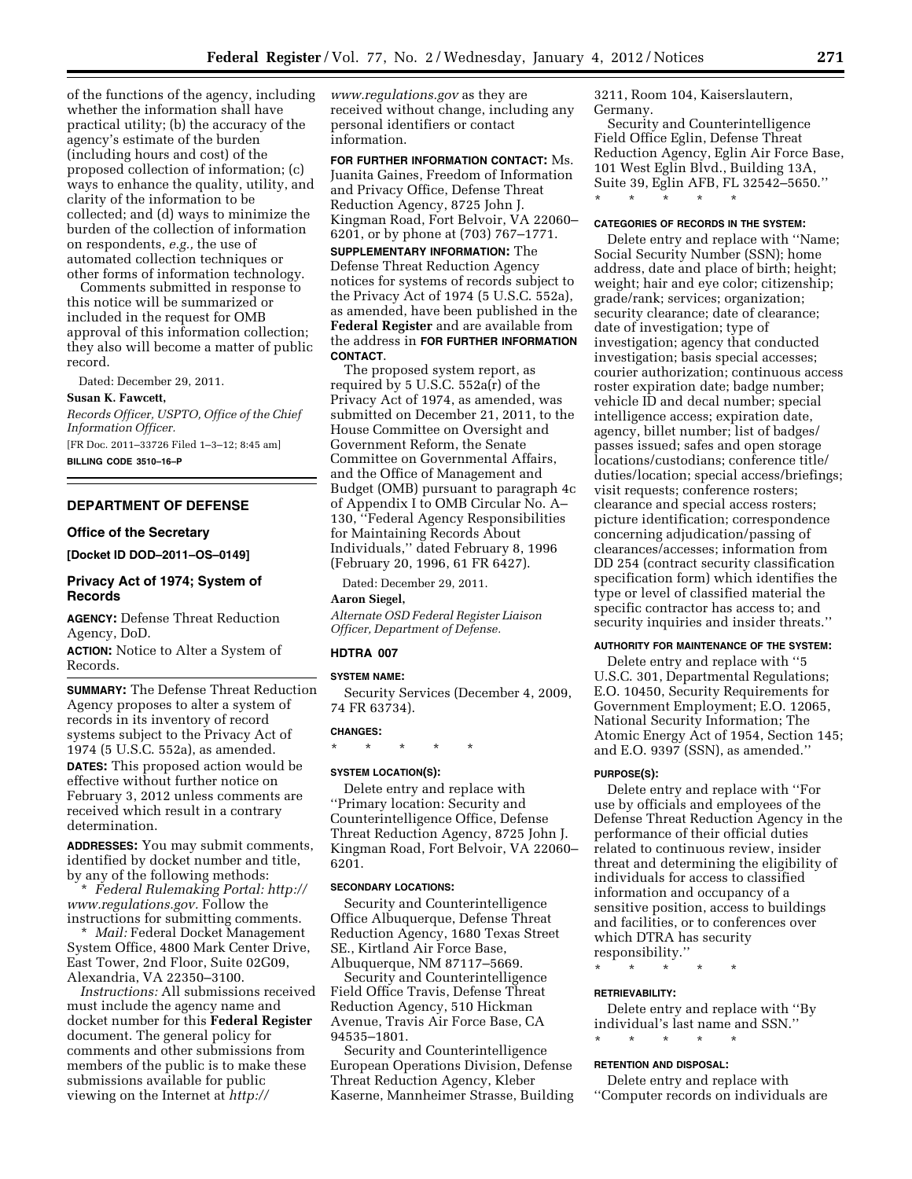of the functions of the agency, including whether the information shall have practical utility; (b) the accuracy of the agency's estimate of the burden (including hours and cost) of the proposed collection of information; (c) ways to enhance the quality, utility, and clarity of the information to be collected; and (d) ways to minimize the burden of the collection of information on respondents, *e.g.,* the use of automated collection techniques or other forms of information technology.

Comments submitted in response to this notice will be summarized or included in the request for OMB approval of this information collection; they also will become a matter of public record.

Dated: December 29, 2011.

**Susan K. Fawcett,**

*Records Officer, USPTO, Office of the Chief Information Officer.*

[FR Doc. 2011–33726 Filed 1–3–12; 8:45 am]

**BILLING CODE 3510–16–P**

## DEPARTMENT OF DEFENSE

### Office of the Secretary

**[Docket ID DOD–2011–OS–0149]**

### Privacy Act of 1974; System of Records

**AGENCY:** Defense Threat Reduction Agency, DoD.

**ACTION:** Notice to Alter a System of Records.

**SUMMARY:** The Defense Threat Reduction Agency proposes to alter a system of records in its inventory of record systems subject to the Privacy Act of 1974 (5 U.S.C. 552a), as amended.

**DATES:** This proposed action would be effective without further notice on February 3, 2012 unless comments are received which result in a contrary determination.

**ADDRESSES:** You may submit comments, identified by docket number and title, by any of the following methods:

* *Federal Rulemaking Portal: http://www.regulations.gov.* Follow the instructions for submitting comments.

* *Mail:* Federal Docket Management System Office, 4800 Mark Center Drive, East Tower, 2nd Floor, Suite 02G09, Alexandria, VA 22350–3100.

*Instructions:* All submissions received must include the agency name and docket number for this **Federal Register** document. The general policy for comments and other submissions from members of the public is to make these submissions available for public viewing on the Internet at *http://www.regulations.gov* as they are received without change, including any personal identifiers or contact information.

**FOR FURTHER INFORMATION CONTACT:** Ms. Juanita Gaines, Freedom of Information and Privacy Office, Defense Threat Reduction Agency, 8725 John J. Kingman Road, Fort Belvoir, VA 22060–6201, or by phone at (703) 767–1771.

**SUPPLEMENTARY INFORMATION:** The Defense Threat Reduction Agency notices for systems of records subject to the Privacy Act of 1974 (5 U.S.C. 552a), as amended, have been published in the **Federal Register** and are available from the address in **FOR FURTHER INFORMATION CONTACT**.

The proposed system report, as required by 5 U.S.C. 552a(r) of the Privacy Act of 1974, as amended, was submitted on December 21, 2011, to the House Committee on Oversight and Government Reform, the Senate Committee on Governmental Affairs, and the Office of Management and Budget (OMB) pursuant to paragraph 4c of Appendix I to OMB Circular No. A–130, ''Federal Agency Responsibilities for Maintaining Records About Individuals,'' dated February 8, 1996 (February 20, 1996, 61 FR 6427).

Dated: December 29, 2011.

**Aaron Siegel,**

*Alternate OSD Federal Register Liaison Officer, Department of Defense.*

#### HDTRA 007

**SYSTEM NAME:**

Security Services (December 4, 2009, 74 FR 63734).

**CHANGES:**

\* \* \* \* \*

**SYSTEM LOCATION(S):**

Delete entry and replace with ''Primary location: Security and Counterintelligence Office, Defense Threat Reduction Agency, 8725 John J. Kingman Road, Fort Belvoir, VA 22060–6201.

**SECONDARY LOCATIONS:**

Security and Counterintelligence Office Albuquerque, Defense Threat Reduction Agency, 1680 Texas Street SE., Kirtland Air Force Base, Albuquerque, NM 87117–5669.

Security and Counterintelligence Field Office Travis, Defense Threat Reduction Agency, 510 Hickman Avenue, Travis Air Force Base, CA 94535–1801.

Security and Counterintelligence European Operations Division, Defense Threat Reduction Agency, Kleber Kaserne, Mannheimer Strasse, Building 3211, Room 104, Kaiserslautern, Germany.

Security and Counterintelligence Field Office Eglin, Defense Threat Reduction Agency, Eglin Air Force Base, 101 West Eglin Blvd., Building 13A, Suite 39, Eglin AFB, FL 32542–5650.''

\* \* \* \* \*

**CATEGORIES OF RECORDS IN THE SYSTEM:**

Delete entry and replace with ''Name; Social Security Number (SSN); home address, date and place of birth; height; weight; hair and eye color; citizenship; grade/rank; services; organization; security clearance; date of clearance; date of investigation; type of investigation; agency that conducted investigation; basis special accesses; courier authorization; continuous access roster expiration date; badge number; vehicle ID and decal number; special intelligence access; expiration date, agency, billet number; list of badges/passes issued; safes and open storage locations/custodians; conference title/duties/location; special access/briefings; visit requests; conference rosters; clearance and special access rosters; picture identification; correspondence concerning adjudication/passing of clearances/accesses; information from DD 254 (contract security classification specification form) which identifies the type or level of classified material the specific contractor has access to; and security inquiries and insider threats.''

**AUTHORITY FOR MAINTENANCE OF THE SYSTEM:**

Delete entry and replace with ''5 U.S.C. 301, Departmental Regulations; E.O. 10450, Security Requirements for Government Employment; E.O. 12065, National Security Information; The Atomic Energy Act of 1954, Section 145; and E.O. 9397 (SSN), as amended.''

**PURPOSE(S):**

Delete entry and replace with ''For use by officials and employees of the Defense Threat Reduction Agency in the performance of their official duties related to continuous review, insider threat and determining the eligibility of individuals for access to classified information and occupancy of a sensitive position, access to buildings and facilities, or to conferences over which DTRA has security responsibility.''

\* \* \* \* \*

**RETRIEVABILITY:**

Delete entry and replace with ''By individual's last name and SSN.''

\* \* \* \* \*

**RETENTION AND DISPOSAL:**

Delete entry and replace with ''Computer records on individuals are